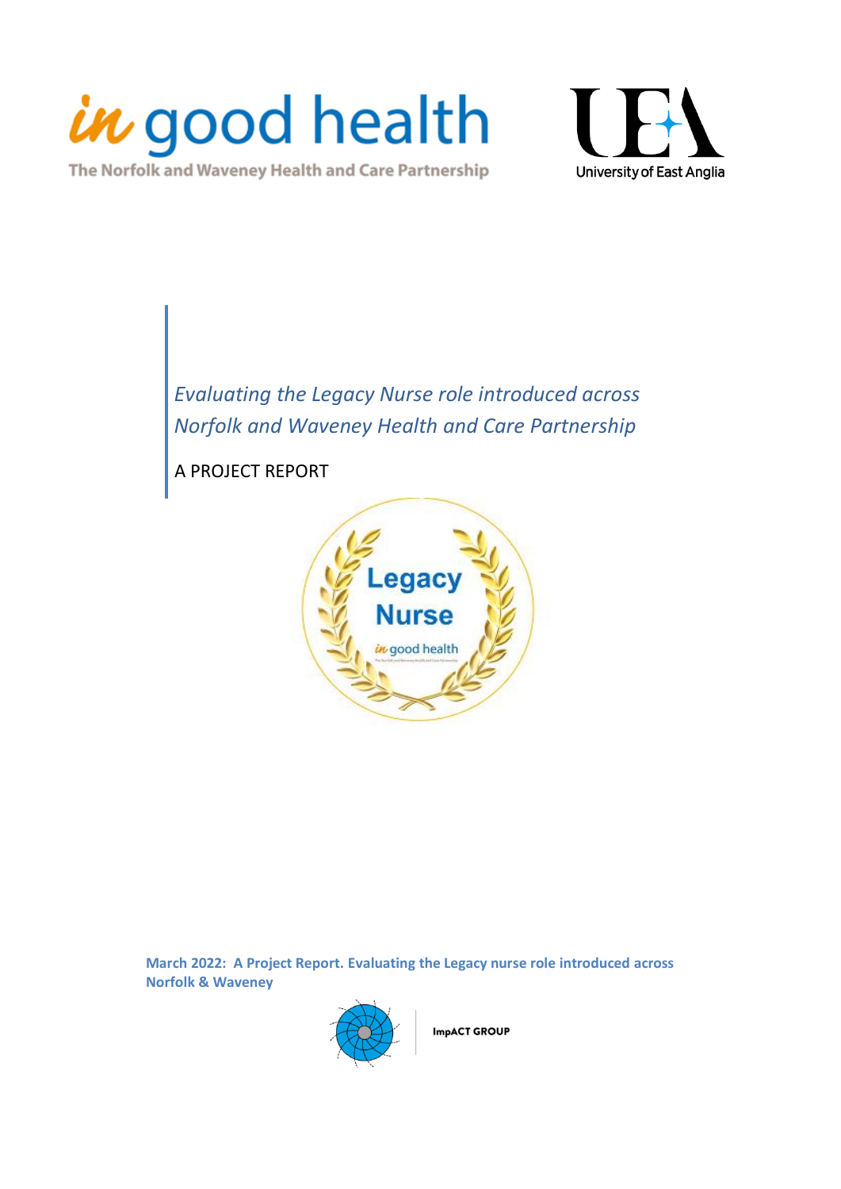in good health

The Norfolk and Waveney Health and Care Partnership

University of East Anglia

# *Evaluating the Legacy Nurse role introduced across Norfolk and Waveney Health and Care Partnership*

A PROJECT REPORT

Legacy Nurse

in good health

**March 2022: A Project Report. Evaluating the Legacy nurse role introduced across Norfolk & Waveney**

**ImpACT GROUP**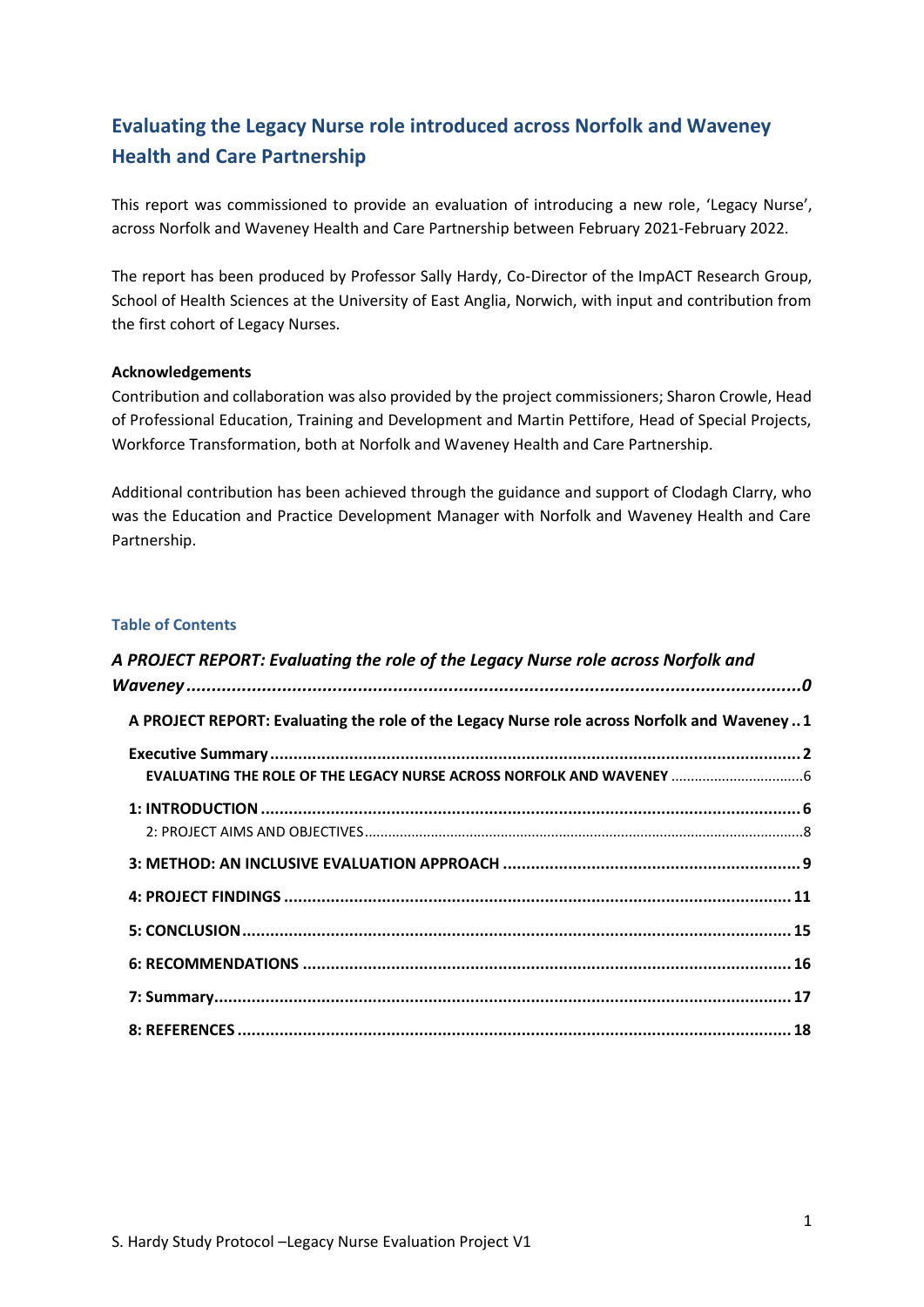# Evaluating the Legacy Nurse role introduced across Norfolk and Waveney Health and Care Partnership

This report was commissioned to provide an evaluation of introducing a new role, 'Legacy Nurse', across Norfolk and Waveney Health and Care Partnership between February 2021-February 2022.

The report has been produced by Professor Sally Hardy, Co-Director of the ImpACT Research Group, School of Health Sciences at the University of East Anglia, Norwich, with input and contribution from the first cohort of Legacy Nurses.

**Acknowledgements**

Contribution and collaboration was also provided by the project commissioners; Sharon Crowle, Head of Professional Education, Training and Development and Martin Pettifore, Head of Special Projects, Workforce Transformation, both at Norfolk and Waveney Health and Care Partnership.

Additional contribution has been achieved through the guidance and support of Clodagh Clarry, who was the Education and Practice Development Manager with Norfolk and Waveney Health and Care Partnership.

## Table of Contents

*A PROJECT REPORT: Evaluating the role of the Legacy Nurse role across Norfolk and Waveney* ........ 0

- **A PROJECT REPORT: Evaluating the role of the Legacy Nurse role across Norfolk and Waveney** .. 1
- **Executive Summary** ........ 2
  - EVALUATING THE ROLE OF THE LEGACY NURSE ACROSS NORFOLK AND WAVENEY ........ 6
- **1: INTRODUCTION** ........ 6
  - 2: PROJECT AIMS AND OBJECTIVES ........ 8
- **3: METHOD: AN INCLUSIVE EVALUATION APPROACH** ........ 9
- **4: PROJECT FINDINGS** ........ 11
- **5: CONCLUSION** ........ 15
- **6: RECOMMENDATIONS** ........ 16
- **7: Summary** ........ 17
- **8: REFERENCES** ........ 18

S. Hardy Study Protocol –Legacy Nurse Evaluation Project V1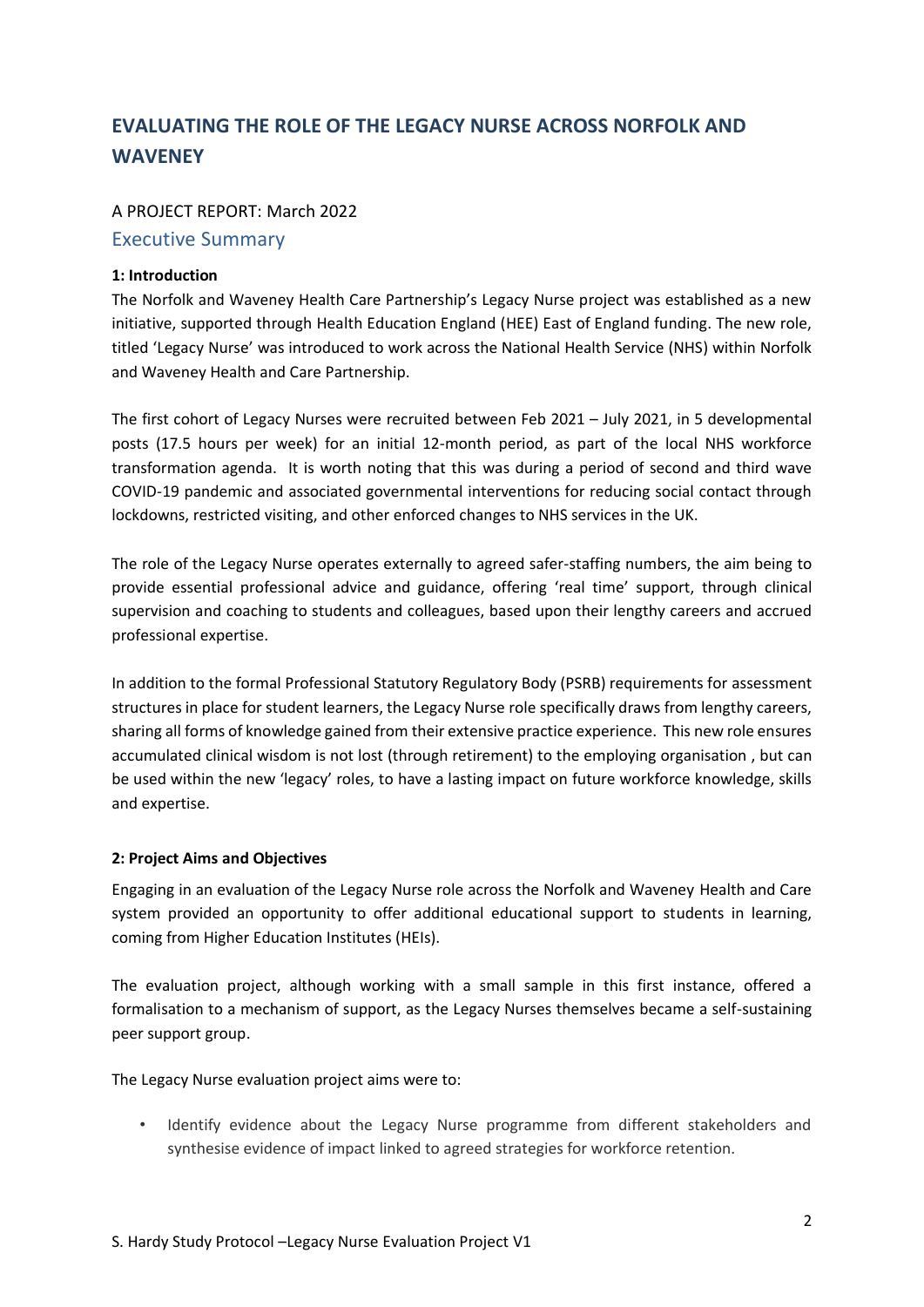# EVALUATING THE ROLE OF THE LEGACY NURSE ACROSS NORFOLK AND WAVENEY

A PROJECT REPORT: March 2022

## Executive Summary

**1: Introduction**

The Norfolk and Waveney Health Care Partnership's Legacy Nurse project was established as a new initiative, supported through Health Education England (HEE) East of England funding. The new role, titled 'Legacy Nurse' was introduced to work across the National Health Service (NHS) within Norfolk and Waveney Health and Care Partnership.

The first cohort of Legacy Nurses were recruited between Feb 2021 – July 2021, in 5 developmental posts (17.5 hours per week) for an initial 12-month period, as part of the local NHS workforce transformation agenda. It is worth noting that this was during a period of second and third wave COVID-19 pandemic and associated governmental interventions for reducing social contact through lockdowns, restricted visiting, and other enforced changes to NHS services in the UK.

The role of the Legacy Nurse operates externally to agreed safer-staffing numbers, the aim being to provide essential professional advice and guidance, offering 'real time' support, through clinical supervision and coaching to students and colleagues, based upon their lengthy careers and accrued professional expertise.

In addition to the formal Professional Statutory Regulatory Body (PSRB) requirements for assessment structures in place for student learners, the Legacy Nurse role specifically draws from lengthy careers, sharing all forms of knowledge gained from their extensive practice experience. This new role ensures accumulated clinical wisdom is not lost (through retirement) to the employing organisation , but can be used within the new 'legacy' roles, to have a lasting impact on future workforce knowledge, skills and expertise.

**2: Project Aims and Objectives**

Engaging in an evaluation of the Legacy Nurse role across the Norfolk and Waveney Health and Care system provided an opportunity to offer additional educational support to students in learning, coming from Higher Education Institutes (HEIs).

The evaluation project, although working with a small sample in this first instance, offered a formalisation to a mechanism of support, as the Legacy Nurses themselves became a self-sustaining peer support group.

The Legacy Nurse evaluation project aims were to:

- Identify evidence about the Legacy Nurse programme from different stakeholders and synthesise evidence of impact linked to agreed strategies for workforce retention.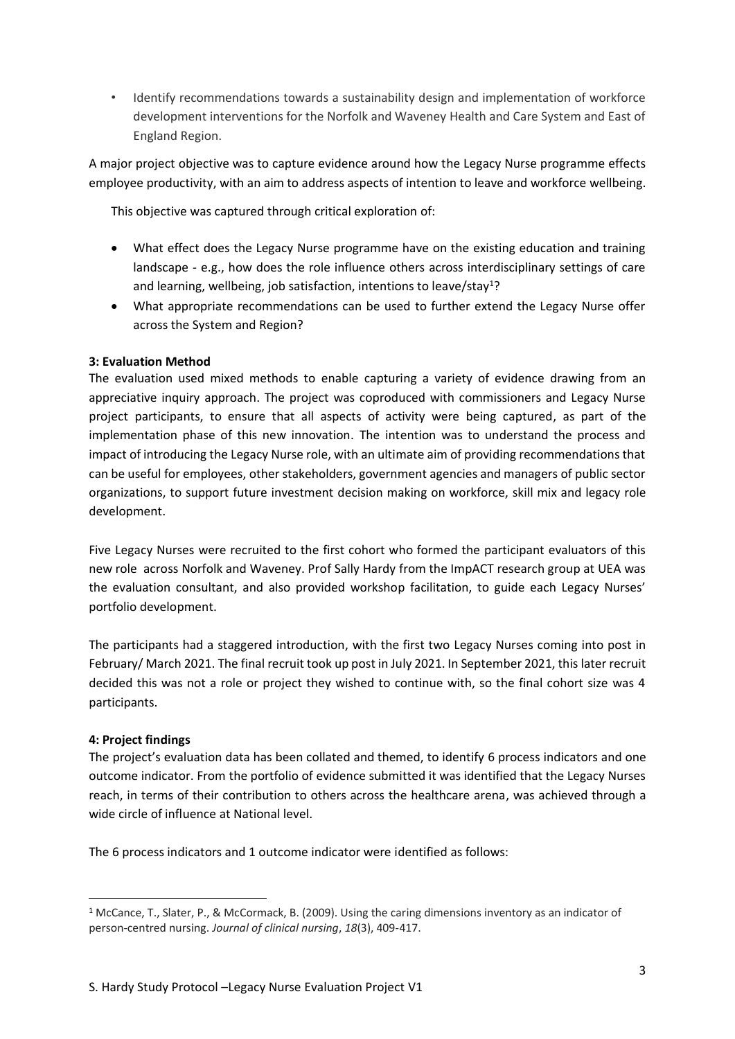- Identify recommendations towards a sustainability design and implementation of workforce development interventions for the Norfolk and Waveney Health and Care System and East of England Region.

A major project objective was to capture evidence around how the Legacy Nurse programme effects employee productivity, with an aim to address aspects of intention to leave and workforce wellbeing.

This objective was captured through critical exploration of:

- What effect does the Legacy Nurse programme have on the existing education and training landscape - e.g., how does the role influence others across interdisciplinary settings of care and learning, wellbeing, job satisfaction, intentions to leave/stay[1]?
- What appropriate recommendations can be used to further extend the Legacy Nurse offer across the System and Region?

### 3: Evaluation Method

The evaluation used mixed methods to enable capturing a variety of evidence drawing from an appreciative inquiry approach. The project was coproduced with commissioners and Legacy Nurse project participants, to ensure that all aspects of activity were being captured, as part of the implementation phase of this new innovation. The intention was to understand the process and impact of introducing the Legacy Nurse role, with an ultimate aim of providing recommendations that can be useful for employees, other stakeholders, government agencies and managers of public sector organizations, to support future investment decision making on workforce, skill mix and legacy role development.

Five Legacy Nurses were recruited to the first cohort who formed the participant evaluators of this new role across Norfolk and Waveney. Prof Sally Hardy from the ImpACT research group at UEA was the evaluation consultant, and also provided workshop facilitation, to guide each Legacy Nurses' portfolio development.

The participants had a staggered introduction, with the first two Legacy Nurses coming into post in February/ March 2021. The final recruit took up post in July 2021. In September 2021, this later recruit decided this was not a role or project they wished to continue with, so the final cohort size was 4 participants.

### 4: Project findings

The project's evaluation data has been collated and themed, to identify 6 process indicators and one outcome indicator. From the portfolio of evidence submitted it was identified that the Legacy Nurses reach, in terms of their contribution to others across the healthcare arena, was achieved through a wide circle of influence at National level.

The 6 process indicators and 1 outcome indicator were identified as follows:

---

[1] McCance, T., Slater, P., & McCormack, B. (2009). Using the caring dimensions inventory as an indicator of person-centred nursing. *Journal of clinical nursing*, *18*(3), 409-417.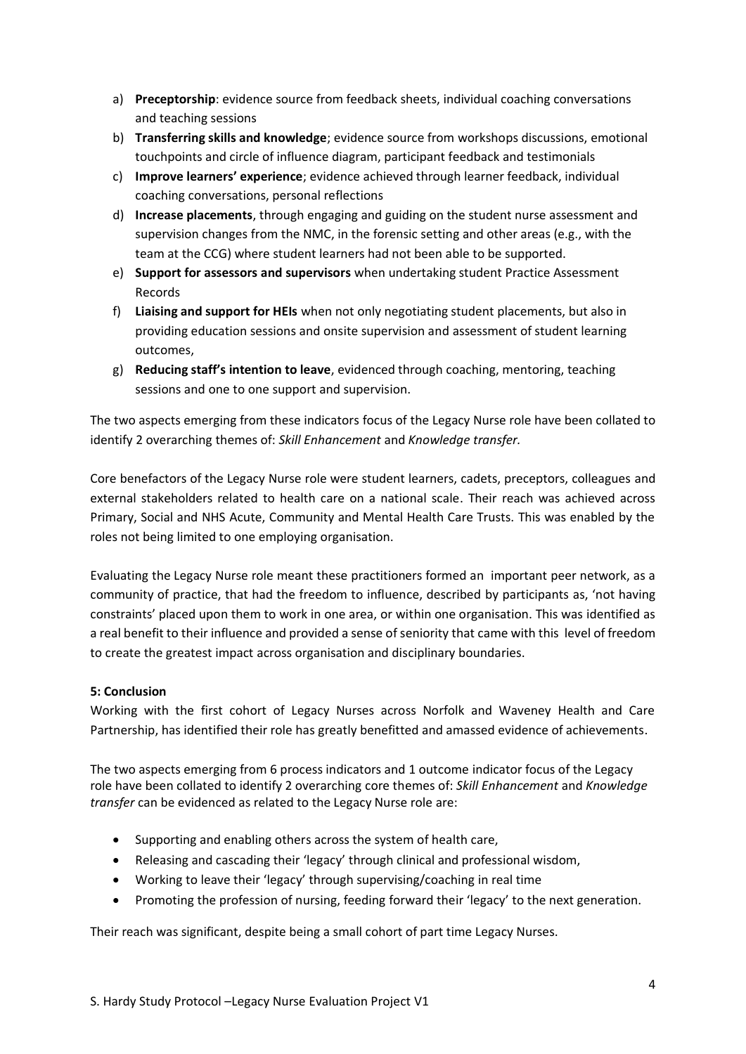a) **Preceptorship**: evidence source from feedback sheets, individual coaching conversations and teaching sessions
b) **Transferring skills and knowledge**; evidence source from workshops discussions, emotional touchpoints and circle of influence diagram, participant feedback and testimonials
c) **Improve learners' experience**; evidence achieved through learner feedback, individual coaching conversations, personal reflections
d) **Increase placements**, through engaging and guiding on the student nurse assessment and supervision changes from the NMC, in the forensic setting and other areas (e.g., with the team at the CCG) where student learners had not been able to be supported.
e) **Support for assessors and supervisors** when undertaking student Practice Assessment Records
f) **Liaising and support for HEIs** when not only negotiating student placements, but also in providing education sessions and onsite supervision and assessment of student learning outcomes,
g) **Reducing staff's intention to leave**, evidenced through coaching, mentoring, teaching sessions and one to one support and supervision.

The two aspects emerging from these indicators focus of the Legacy Nurse role have been collated to identify 2 overarching themes of: *Skill Enhancement* and *Knowledge transfer.*

Core benefactors of the Legacy Nurse role were student learners, cadets, preceptors, colleagues and external stakeholders related to health care on a national scale. Their reach was achieved across Primary, Social and NHS Acute, Community and Mental Health Care Trusts. This was enabled by the roles not being limited to one employing organisation.

Evaluating the Legacy Nurse role meant these practitioners formed an important peer network, as a community of practice, that had the freedom to influence, described by participants as, 'not having constraints' placed upon them to work in one area, or within one organisation. This was identified as a real benefit to their influence and provided a sense of seniority that came with this level of freedom to create the greatest impact across organisation and disciplinary boundaries.

## 5: Conclusion

Working with the first cohort of Legacy Nurses across Norfolk and Waveney Health and Care Partnership, has identified their role has greatly benefitted and amassed evidence of achievements.

The two aspects emerging from 6 process indicators and 1 outcome indicator focus of the Legacy role have been collated to identify 2 overarching core themes of: *Skill Enhancement* and *Knowledge transfer* can be evidenced as related to the Legacy Nurse role are:

- Supporting and enabling others across the system of health care,
- Releasing and cascading their 'legacy' through clinical and professional wisdom,
- Working to leave their 'legacy' through supervising/coaching in real time
- Promoting the profession of nursing, feeding forward their 'legacy' to the next generation.

Their reach was significant, despite being a small cohort of part time Legacy Nurses.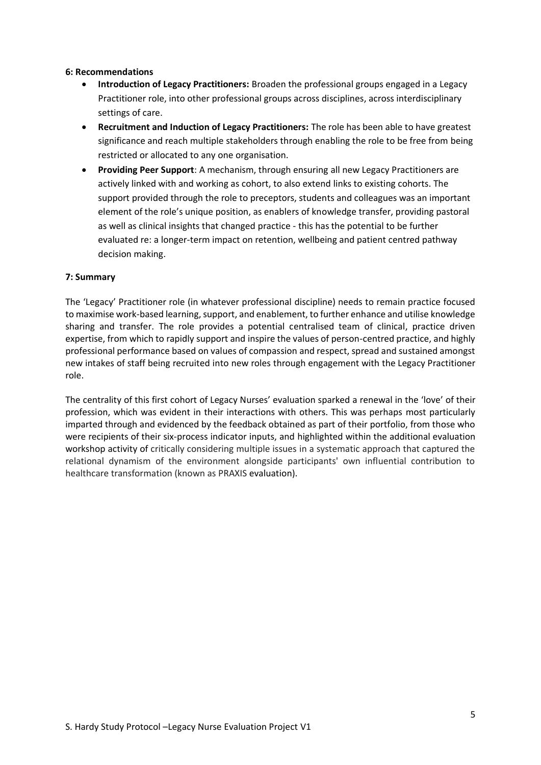**6: Recommendations**

- **Introduction of Legacy Practitioners:** Broaden the professional groups engaged in a Legacy Practitioner role, into other professional groups across disciplines, across interdisciplinary settings of care.
- **Recruitment and Induction of Legacy Practitioners:** The role has been able to have greatest significance and reach multiple stakeholders through enabling the role to be free from being restricted or allocated to any one organisation.
- **Providing Peer Support**: A mechanism, through ensuring all new Legacy Practitioners are actively linked with and working as cohort, to also extend links to existing cohorts. The support provided through the role to preceptors, students and colleagues was an important element of the role's unique position, as enablers of knowledge transfer, providing pastoral as well as clinical insights that changed practice - this has the potential to be further evaluated re: a longer-term impact on retention, wellbeing and patient centred pathway decision making.

**7: Summary**

The 'Legacy' Practitioner role (in whatever professional discipline) needs to remain practice focused to maximise work-based learning, support, and enablement, to further enhance and utilise knowledge sharing and transfer. The role provides a potential centralised team of clinical, practice driven expertise, from which to rapidly support and inspire the values of person-centred practice, and highly professional performance based on values of compassion and respect, spread and sustained amongst new intakes of staff being recruited into new roles through engagement with the Legacy Practitioner role.

The centrality of this first cohort of Legacy Nurses' evaluation sparked a renewal in the 'love' of their profession, which was evident in their interactions with others. This was perhaps most particularly imparted through and evidenced by the feedback obtained as part of their portfolio, from those who were recipients of their six-process indicator inputs, and highlighted within the additional evaluation workshop activity of critically considering multiple issues in a systematic approach that captured the relational dynamism of the environment alongside participants' own influential contribution to healthcare transformation (known as PRAXIS evaluation).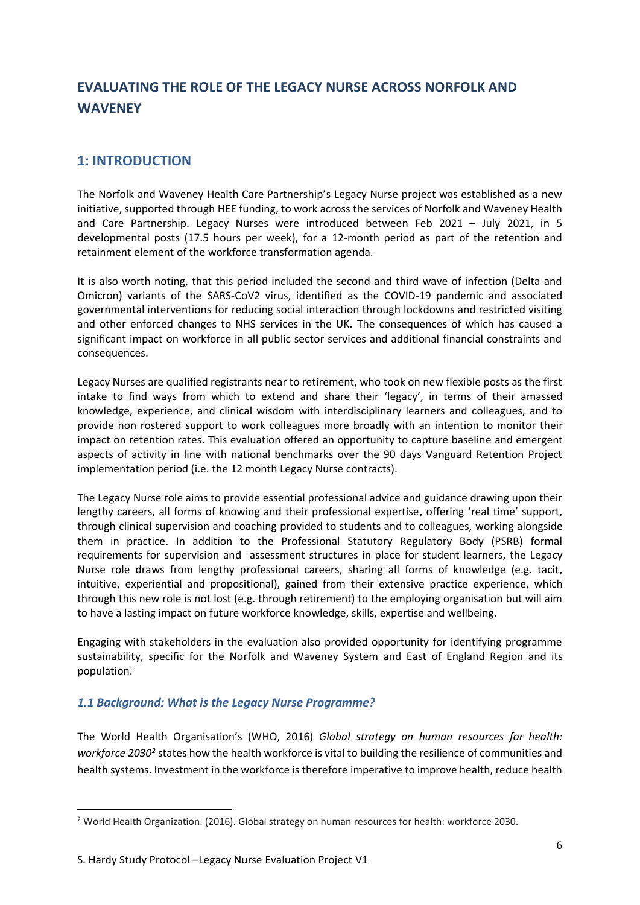# EVALUATING THE ROLE OF THE LEGACY NURSE ACROSS NORFOLK AND WAVENEY

## 1: INTRODUCTION

The Norfolk and Waveney Health Care Partnership's Legacy Nurse project was established as a new initiative, supported through HEE funding, to work across the services of Norfolk and Waveney Health and Care Partnership. Legacy Nurses were introduced between Feb 2021 – July 2021, in 5 developmental posts (17.5 hours per week), for a 12-month period as part of the retention and retainment element of the workforce transformation agenda.

It is also worth noting, that this period included the second and third wave of infection (Delta and Omicron) variants of the SARS-CoV2 virus, identified as the COVID-19 pandemic and associated governmental interventions for reducing social interaction through lockdowns and restricted visiting and other enforced changes to NHS services in the UK. The consequences of which has caused a significant impact on workforce in all public sector services and additional financial constraints and consequences.

Legacy Nurses are qualified registrants near to retirement, who took on new flexible posts as the first intake to find ways from which to extend and share their 'legacy', in terms of their amassed knowledge, experience, and clinical wisdom with interdisciplinary learners and colleagues, and to provide non rostered support to work colleagues more broadly with an intention to monitor their impact on retention rates. This evaluation offered an opportunity to capture baseline and emergent aspects of activity in line with national benchmarks over the 90 days Vanguard Retention Project implementation period (i.e. the 12 month Legacy Nurse contracts).

The Legacy Nurse role aims to provide essential professional advice and guidance drawing upon their lengthy careers, all forms of knowing and their professional expertise, offering 'real time' support, through clinical supervision and coaching provided to students and to colleagues, working alongside them in practice. In addition to the Professional Statutory Regulatory Body (PSRB) formal requirements for supervision and assessment structures in place for student learners, the Legacy Nurse role draws from lengthy professional careers, sharing all forms of knowledge (e.g. tacit, intuitive, experiential and propositional), gained from their extensive practice experience, which through this new role is not lost (e.g. through retirement) to the employing organisation but will aim to have a lasting impact on future workforce knowledge, skills, expertise and wellbeing.

Engaging with stakeholders in the evaluation also provided opportunity for identifying programme sustainability, specific for the Norfolk and Waveney System and East of England Region and its population.

### *1.1 Background: What is the Legacy Nurse Programme?*

The World Health Organisation's (WHO, 2016) *Global strategy on human resources for health: workforce 2030*[2] states how the health workforce is vital to building the resilience of communities and health systems. Investment in the workforce is therefore imperative to improve health, reduce health

[2] World Health Organization. (2016). Global strategy on human resources for health: workforce 2030.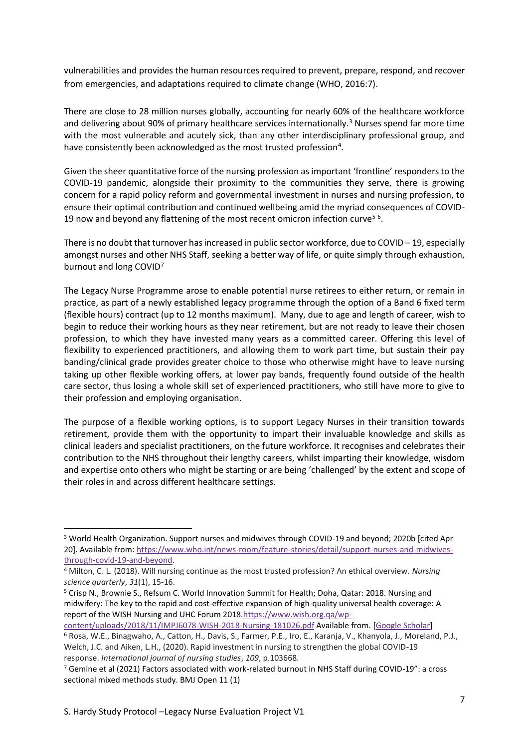vulnerabilities and provides the human resources required to prevent, prepare, respond, and recover from emergencies, and adaptations required to climate change (WHO, 2016:7).

There are close to 28 million nurses globally, accounting for nearly 60% of the healthcare workforce and delivering about 90% of primary healthcare services internationally.[3] Nurses spend far more time with the most vulnerable and acutely sick, than any other interdisciplinary professional group, and have consistently been acknowledged as the most trusted profession[4].

Given the sheer quantitative force of the nursing profession as important 'frontline' responders to the COVID-19 pandemic, alongside their proximity to the communities they serve, there is growing concern for a rapid policy reform and governmental investment in nurses and nursing profession, to ensure their optimal contribution and continued wellbeing amid the myriad consequences of COVID-19 now and beyond any flattening of the most recent omicron infection curve[5] [6].

There is no doubt that turnover has increased in public sector workforce, due to COVID – 19, especially amongst nurses and other NHS Staff, seeking a better way of life, or quite simply through exhaustion, burnout and long COVID[7]

The Legacy Nurse Programme arose to enable potential nurse retirees to either return, or remain in practice, as part of a newly established legacy programme through the option of a Band 6 fixed term (flexible hours) contract (up to 12 months maximum). Many, due to age and length of career, wish to begin to reduce their working hours as they near retirement, but are not ready to leave their chosen profession, to which they have invested many years as a committed career. Offering this level of flexibility to experienced practitioners, and allowing them to work part time, but sustain their pay banding/clinical grade provides greater choice to those who otherwise might have to leave nursing taking up other flexible working offers, at lower pay bands, frequently found outside of the health care sector, thus losing a whole skill set of experienced practitioners, who still have more to give to their profession and employing organisation.

The purpose of a flexible working options, is to support Legacy Nurses in their transition towards retirement, provide them with the opportunity to impart their invaluable knowledge and skills as clinical leaders and specialist practitioners, on the future workforce. It recognises and celebrates their contribution to the NHS throughout their lengthy careers, whilst imparting their knowledge, wisdom and expertise onto others who might be starting or are being 'challenged' by the extent and scope of their roles in and across different healthcare settings.

---

[3] World Health Organization. Support nurses and midwives through COVID-19 and beyond; 2020b [cited Apr 20]. Available from: https://www.who.int/news-room/feature-stories/detail/support-nurses-and-midwives-through-covid-19-and-beyond.

[4] Milton, C. L. (2018). Will nursing continue as the most trusted profession? An ethical overview. *Nursing science quarterly*, *31*(1), 15-16.

[5] Crisp N., Brownie S., Refsum C. World Innovation Summit for Health; Doha, Qatar: 2018. Nursing and midwifery: The key to the rapid and cost-effective expansion of high-quality universal health coverage: A report of the WISH Nursing and UHC Forum 2018.https://www.wish.org.qa/wp-content/uploads/2018/11/IMPJ6078-WISH-2018-Nursing-181026.pdf Available from. [Google Scholar]

[6] Rosa, W.E., Binagwaho, A., Catton, H., Davis, S., Farmer, P.E., Iro, E., Karanja, V., Khanyola, J., Moreland, P.J., Welch, J.C. and Aiken, L.H., (2020). Rapid investment in nursing to strengthen the global COVID-19 response. *International journal of nursing studies*, *109*, p.103668.

[7] Gemine et al (2021) Factors associated with work-related burnout in NHS Staff during COVID-19": a cross sectional mixed methods study. BMJ Open 11 (1)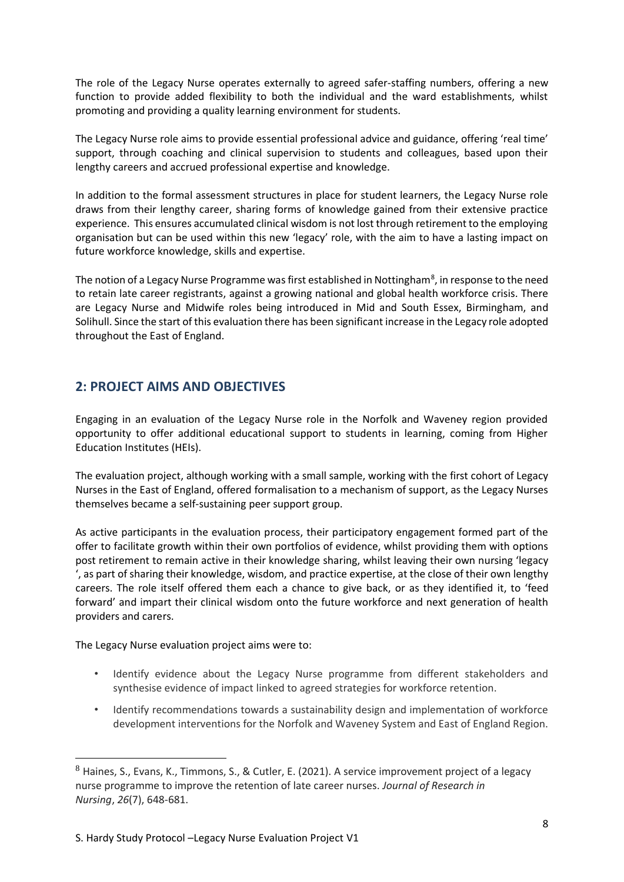The role of the Legacy Nurse operates externally to agreed safer-staffing numbers, offering a new function to provide added flexibility to both the individual and the ward establishments, whilst promoting and providing a quality learning environment for students.

The Legacy Nurse role aims to provide essential professional advice and guidance, offering 'real time' support, through coaching and clinical supervision to students and colleagues, based upon their lengthy careers and accrued professional expertise and knowledge.

In addition to the formal assessment structures in place for student learners, the Legacy Nurse role draws from their lengthy career, sharing forms of knowledge gained from their extensive practice experience. This ensures accumulated clinical wisdom is not lost through retirement to the employing organisation but can be used within this new 'legacy' role, with the aim to have a lasting impact on future workforce knowledge, skills and expertise.

The notion of a Legacy Nurse Programme was first established in Nottingham[8], in response to the need to retain late career registrants, against a growing national and global health workforce crisis. There are Legacy Nurse and Midwife roles being introduced in Mid and South Essex, Birmingham, and Solihull. Since the start of this evaluation there has been significant increase in the Legacy role adopted throughout the East of England.

## 2: PROJECT AIMS AND OBJECTIVES

Engaging in an evaluation of the Legacy Nurse role in the Norfolk and Waveney region provided opportunity to offer additional educational support to students in learning, coming from Higher Education Institutes (HEIs).

The evaluation project, although working with a small sample, working with the first cohort of Legacy Nurses in the East of England, offered formalisation to a mechanism of support, as the Legacy Nurses themselves became a self-sustaining peer support group.

As active participants in the evaluation process, their participatory engagement formed part of the offer to facilitate growth within their own portfolios of evidence, whilst providing them with options post retirement to remain active in their knowledge sharing, whilst leaving their own nursing 'legacy ', as part of sharing their knowledge, wisdom, and practice expertise, at the close of their own lengthy careers. The role itself offered them each a chance to give back, or as they identified it, to 'feed forward' and impart their clinical wisdom onto the future workforce and next generation of health providers and carers.

The Legacy Nurse evaluation project aims were to:

- Identify evidence about the Legacy Nurse programme from different stakeholders and synthesise evidence of impact linked to agreed strategies for workforce retention.
- Identify recommendations towards a sustainability design and implementation of workforce development interventions for the Norfolk and Waveney System and East of England Region.

[8] Haines, S., Evans, K., Timmons, S., & Cutler, E. (2021). A service improvement project of a legacy nurse programme to improve the retention of late career nurses. *Journal of Research in Nursing*, *26*(7), 648-681.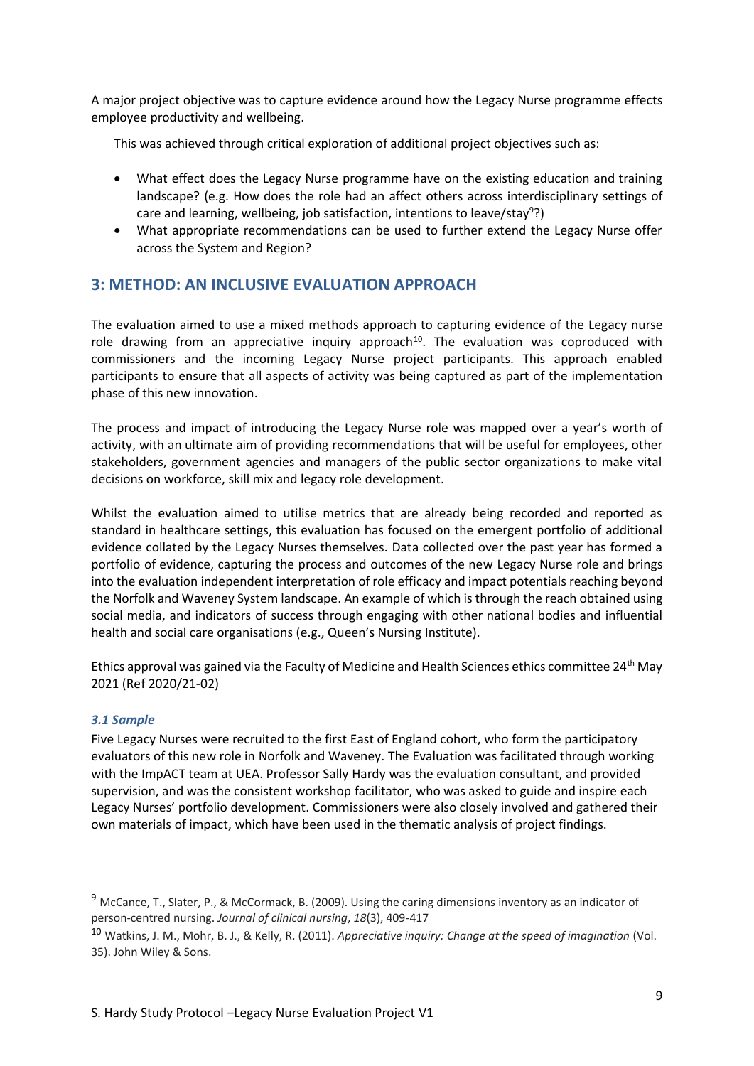A major project objective was to capture evidence around how the Legacy Nurse programme effects employee productivity and wellbeing.

This was achieved through critical exploration of additional project objectives such as:

- What effect does the Legacy Nurse programme have on the existing education and training landscape? (e.g. How does the role had an affect others across interdisciplinary settings of care and learning, wellbeing, job satisfaction, intentions to leave/stay[9]?)
- What appropriate recommendations can be used to further extend the Legacy Nurse offer across the System and Region?

## 3: METHOD: AN INCLUSIVE EVALUATION APPROACH

The evaluation aimed to use a mixed methods approach to capturing evidence of the Legacy nurse role drawing from an appreciative inquiry approach[10]. The evaluation was coproduced with commissioners and the incoming Legacy Nurse project participants. This approach enabled participants to ensure that all aspects of activity was being captured as part of the implementation phase of this new innovation.

The process and impact of introducing the Legacy Nurse role was mapped over a year's worth of activity, with an ultimate aim of providing recommendations that will be useful for employees, other stakeholders, government agencies and managers of the public sector organizations to make vital decisions on workforce, skill mix and legacy role development.

Whilst the evaluation aimed to utilise metrics that are already being recorded and reported as standard in healthcare settings, this evaluation has focused on the emergent portfolio of additional evidence collated by the Legacy Nurses themselves. Data collected over the past year has formed a portfolio of evidence, capturing the process and outcomes of the new Legacy Nurse role and brings into the evaluation independent interpretation of role efficacy and impact potentials reaching beyond the Norfolk and Waveney System landscape. An example of which is through the reach obtained using social media, and indicators of success through engaging with other national bodies and influential health and social care organisations (e.g., Queen's Nursing Institute).

Ethics approval was gained via the Faculty of Medicine and Health Sciences ethics committee 24th May 2021 (Ref 2020/21-02)

### *3.1 Sample*

Five Legacy Nurses were recruited to the first East of England cohort, who form the participatory evaluators of this new role in Norfolk and Waveney. The Evaluation was facilitated through working with the ImpACT team at UEA. Professor Sally Hardy was the evaluation consultant, and provided supervision, and was the consistent workshop facilitator, who was asked to guide and inspire each Legacy Nurses' portfolio development. Commissioners were also closely involved and gathered their own materials of impact, which have been used in the thematic analysis of project findings.

---

[9] McCance, T., Slater, P., & McCormack, B. (2009). Using the caring dimensions inventory as an indicator of person-centred nursing. *Journal of clinical nursing*, *18*(3), 409-417

[10] Watkins, J. M., Mohr, B. J., & Kelly, R. (2011). *Appreciative inquiry: Change at the speed of imagination* (Vol. 35). John Wiley & Sons.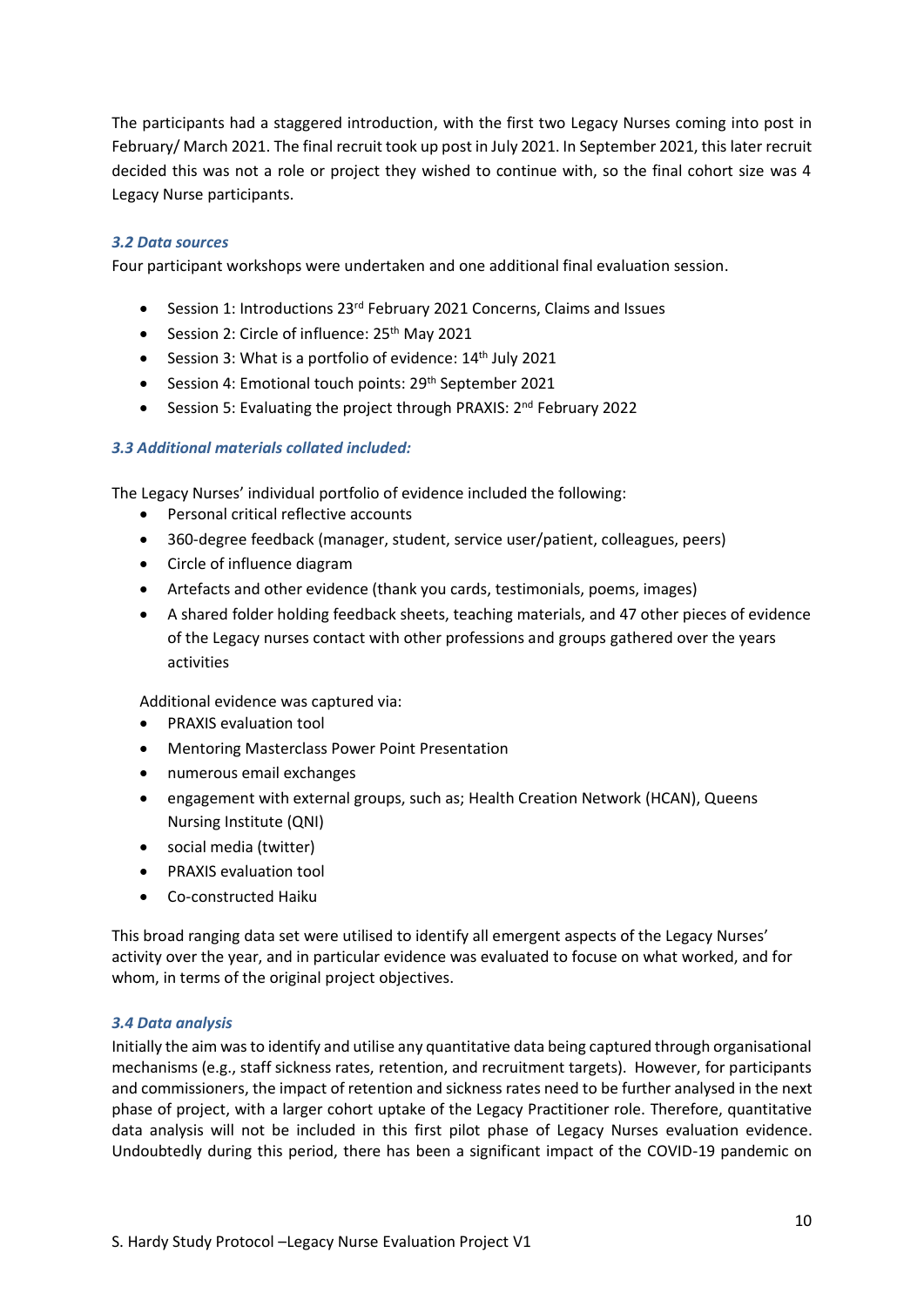The participants had a staggered introduction, with the first two Legacy Nurses coming into post in February/ March 2021. The final recruit took up post in July 2021. In September 2021, this later recruit decided this was not a role or project they wished to continue with, so the final cohort size was 4 Legacy Nurse participants.

### *3.2 Data sources*

Four participant workshops were undertaken and one additional final evaluation session.

- Session 1: Introductions 23rd February 2021 Concerns, Claims and Issues
- Session 2: Circle of influence: 25th May 2021
- Session 3: What is a portfolio of evidence: 14th July 2021
- Session 4: Emotional touch points: 29th September 2021
- Session 5: Evaluating the project through PRAXIS: 2nd February 2022

### *3.3 Additional materials collated included:*

The Legacy Nurses' individual portfolio of evidence included the following:

- Personal critical reflective accounts
- 360-degree feedback (manager, student, service user/patient, colleagues, peers)
- Circle of influence diagram
- Artefacts and other evidence (thank you cards, testimonials, poems, images)
- A shared folder holding feedback sheets, teaching materials, and 47 other pieces of evidence of the Legacy nurses contact with other professions and groups gathered over the years activities

Additional evidence was captured via:

- PRAXIS evaluation tool
- Mentoring Masterclass Power Point Presentation
- numerous email exchanges
- engagement with external groups, such as; Health Creation Network (HCAN), Queens Nursing Institute (QNI)
- social media (twitter)
- PRAXIS evaluation tool
- Co-constructed Haiku

This broad ranging data set were utilised to identify all emergent aspects of the Legacy Nurses' activity over the year, and in particular evidence was evaluated to focuse on what worked, and for whom, in terms of the original project objectives.

### *3.4 Data analysis*

Initially the aim was to identify and utilise any quantitative data being captured through organisational mechanisms (e.g., staff sickness rates, retention, and recruitment targets). However, for participants and commissioners, the impact of retention and sickness rates need to be further analysed in the next phase of project, with a larger cohort uptake of the Legacy Practitioner role. Therefore, quantitative data analysis will not be included in this first pilot phase of Legacy Nurses evaluation evidence. Undoubtedly during this period, there has been a significant impact of the COVID-19 pandemic on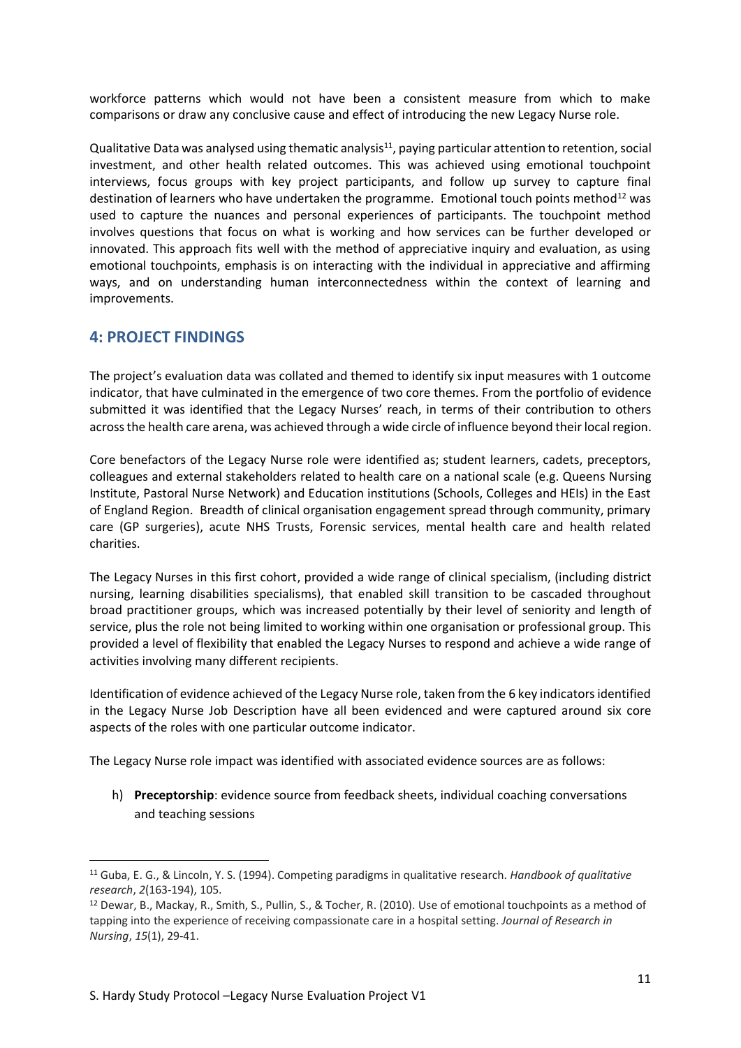workforce patterns which would not have been a consistent measure from which to make comparisons or draw any conclusive cause and effect of introducing the new Legacy Nurse role.

Qualitative Data was analysed using thematic analysis[11], paying particular attention to retention, social investment, and other health related outcomes. This was achieved using emotional touchpoint interviews, focus groups with key project participants, and follow up survey to capture final destination of learners who have undertaken the programme. Emotional touch points method[12] was used to capture the nuances and personal experiences of participants. The touchpoint method involves questions that focus on what is working and how services can be further developed or innovated. This approach fits well with the method of appreciative inquiry and evaluation, as using emotional touchpoints, emphasis is on interacting with the individual in appreciative and affirming ways, and on understanding human interconnectedness within the context of learning and improvements.

## 4: PROJECT FINDINGS

The project's evaluation data was collated and themed to identify six input measures with 1 outcome indicator, that have culminated in the emergence of two core themes. From the portfolio of evidence submitted it was identified that the Legacy Nurses' reach, in terms of their contribution to others across the health care arena, was achieved through a wide circle of influence beyond their local region.

Core benefactors of the Legacy Nurse role were identified as; student learners, cadets, preceptors, colleagues and external stakeholders related to health care on a national scale (e.g. Queens Nursing Institute, Pastoral Nurse Network) and Education institutions (Schools, Colleges and HEIs) in the East of England Region. Breadth of clinical organisation engagement spread through community, primary care (GP surgeries), acute NHS Trusts, Forensic services, mental health care and health related charities.

The Legacy Nurses in this first cohort, provided a wide range of clinical specialism, (including district nursing, learning disabilities specialisms), that enabled skill transition to be cascaded throughout broad practitioner groups, which was increased potentially by their level of seniority and length of service, plus the role not being limited to working within one organisation or professional group. This provided a level of flexibility that enabled the Legacy Nurses to respond and achieve a wide range of activities involving many different recipients.

Identification of evidence achieved of the Legacy Nurse role, taken from the 6 key indicators identified in the Legacy Nurse Job Description have all been evidenced and were captured around six core aspects of the roles with one particular outcome indicator.

The Legacy Nurse role impact was identified with associated evidence sources are as follows:

h) **Preceptorship**: evidence source from feedback sheets, individual coaching conversations and teaching sessions

---

[11] Guba, E. G., & Lincoln, Y. S. (1994). Competing paradigms in qualitative research. *Handbook of qualitative research*, *2*(163-194), 105.

[12] Dewar, B., Mackay, R., Smith, S., Pullin, S., & Tocher, R. (2010). Use of emotional touchpoints as a method of tapping into the experience of receiving compassionate care in a hospital setting. *Journal of Research in Nursing*, *15*(1), 29-41.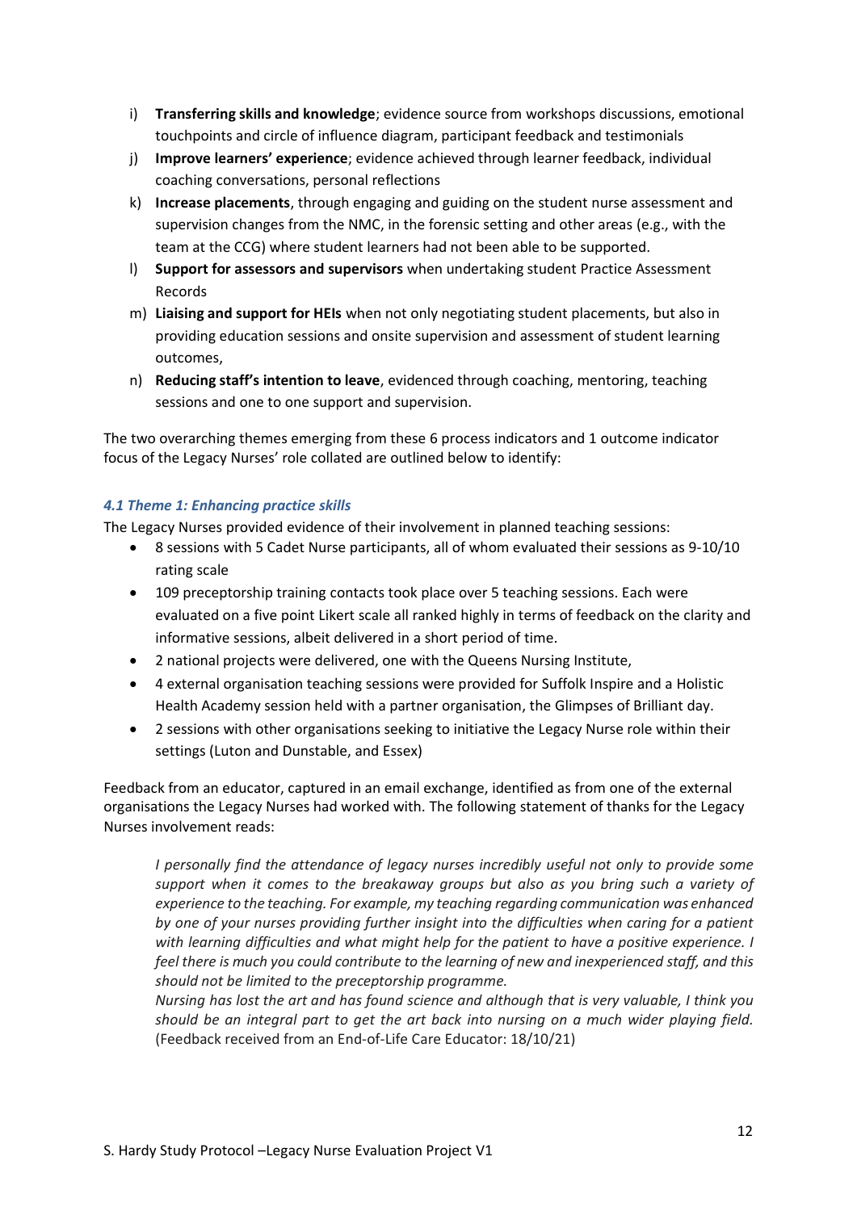i) **Transferring skills and knowledge**; evidence source from workshops discussions, emotional touchpoints and circle of influence diagram, participant feedback and testimonials
j) **Improve learners' experience**; evidence achieved through learner feedback, individual coaching conversations, personal reflections
k) **Increase placements**, through engaging and guiding on the student nurse assessment and supervision changes from the NMC, in the forensic setting and other areas (e.g., with the team at the CCG) where student learners had not been able to be supported.
l) **Support for assessors and supervisors** when undertaking student Practice Assessment Records
m) **Liaising and support for HEIs** when not only negotiating student placements, but also in providing education sessions and onsite supervision and assessment of student learning outcomes,
n) **Reducing staff's intention to leave**, evidenced through coaching, mentoring, teaching sessions and one to one support and supervision.

The two overarching themes emerging from these 6 process indicators and 1 outcome indicator focus of the Legacy Nurses' role collated are outlined below to identify:

### *4.1 Theme 1: Enhancing practice skills*

The Legacy Nurses provided evidence of their involvement in planned teaching sessions:

- 8 sessions with 5 Cadet Nurse participants, all of whom evaluated their sessions as 9-10/10 rating scale
- 109 preceptorship training contacts took place over 5 teaching sessions. Each were evaluated on a five point Likert scale all ranked highly in terms of feedback on the clarity and informative sessions, albeit delivered in a short period of time.
- 2 national projects were delivered, one with the Queens Nursing Institute,
- 4 external organisation teaching sessions were provided for Suffolk Inspire and a Holistic Health Academy session held with a partner organisation, the Glimpses of Brilliant day.
- 2 sessions with other organisations seeking to initiative the Legacy Nurse role within their settings (Luton and Dunstable, and Essex)

Feedback from an educator, captured in an email exchange, identified as from one of the external organisations the Legacy Nurses had worked with. The following statement of thanks for the Legacy Nurses involvement reads:

> *I personally find the attendance of legacy nurses incredibly useful not only to provide some support when it comes to the breakaway groups but also as you bring such a variety of experience to the teaching. For example, my teaching regarding communication was enhanced by one of your nurses providing further insight into the difficulties when caring for a patient with learning difficulties and what might help for the patient to have a positive experience. I feel there is much you could contribute to the learning of new and inexperienced staff, and this should not be limited to the preceptorship programme.*
>
> *Nursing has lost the art and has found science and although that is very valuable, I think you should be an integral part to get the art back into nursing on a much wider playing field.* (Feedback received from an End-of-Life Care Educator: 18/10/21)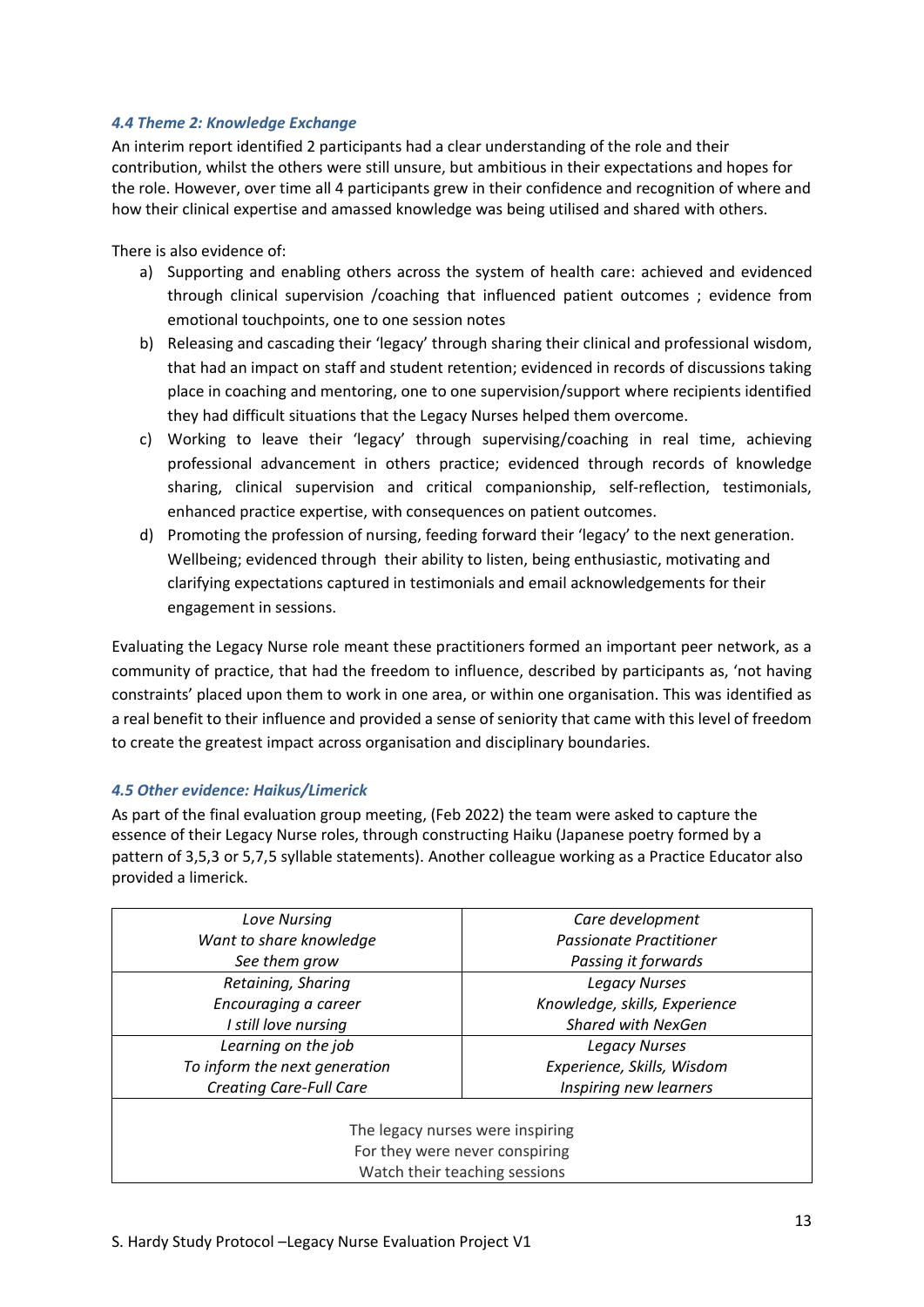#### *4.4 Theme 2: Knowledge Exchange*

An interim report identified 2 participants had a clear understanding of the role and their contribution, whilst the others were still unsure, but ambitious in their expectations and hopes for the role. However, over time all 4 participants grew in their confidence and recognition of where and how their clinical expertise and amassed knowledge was being utilised and shared with others.

There is also evidence of:

a) Supporting and enabling others across the system of health care: achieved and evidenced through clinical supervision /coaching that influenced patient outcomes ; evidence from emotional touchpoints, one to one session notes
b) Releasing and cascading their 'legacy' through sharing their clinical and professional wisdom, that had an impact on staff and student retention; evidenced in records of discussions taking place in coaching and mentoring, one to one supervision/support where recipients identified they had difficult situations that the Legacy Nurses helped them overcome.
c) Working to leave their 'legacy' through supervising/coaching in real time, achieving professional advancement in others practice; evidenced through records of knowledge sharing, clinical supervision and critical companionship, self-reflection, testimonials, enhanced practice expertise, with consequences on patient outcomes.
d) Promoting the profession of nursing, feeding forward their 'legacy' to the next generation. Wellbeing; evidenced through their ability to listen, being enthusiastic, motivating and clarifying expectations captured in testimonials and email acknowledgements for their engagement in sessions.

Evaluating the Legacy Nurse role meant these practitioners formed an important peer network, as a community of practice, that had the freedom to influence, described by participants as, 'not having constraints' placed upon them to work in one area, or within one organisation. This was identified as a real benefit to their influence and provided a sense of seniority that came with this level of freedom to create the greatest impact across organisation and disciplinary boundaries.

#### *4.5 Other evidence: Haikus/Limerick*

As part of the final evaluation group meeting, (Feb 2022) the team were asked to capture the essence of their Legacy Nurse roles, through constructing Haiku (Japanese poetry formed by a pattern of 3,5,3 or 5,7,5 syllable statements). Another colleague working as a Practice Educator also provided a limerick.

| | |
|---|---|
| *Love Nursing*<br>*Want to share knowledge*<br>*See them grow* | *Care development*<br>*Passionate Practitioner*<br>*Passing it forwards* |
| *Retaining, Sharing*<br>*Encouraging a career*<br>*I still love nursing* | *Legacy Nurses*<br>*Knowledge, skills, Experience*<br>*Shared with NexGen* |
| *Learning on the job*<br>*To inform the next generation*<br>*Creating Care-Full Care* | *Legacy Nurses*<br>*Experience, Skills, Wisdom*<br>*Inspiring new learners* |
| The legacy nurses were inspiring<br>For they were never conspiring<br>Watch their teaching sessions | |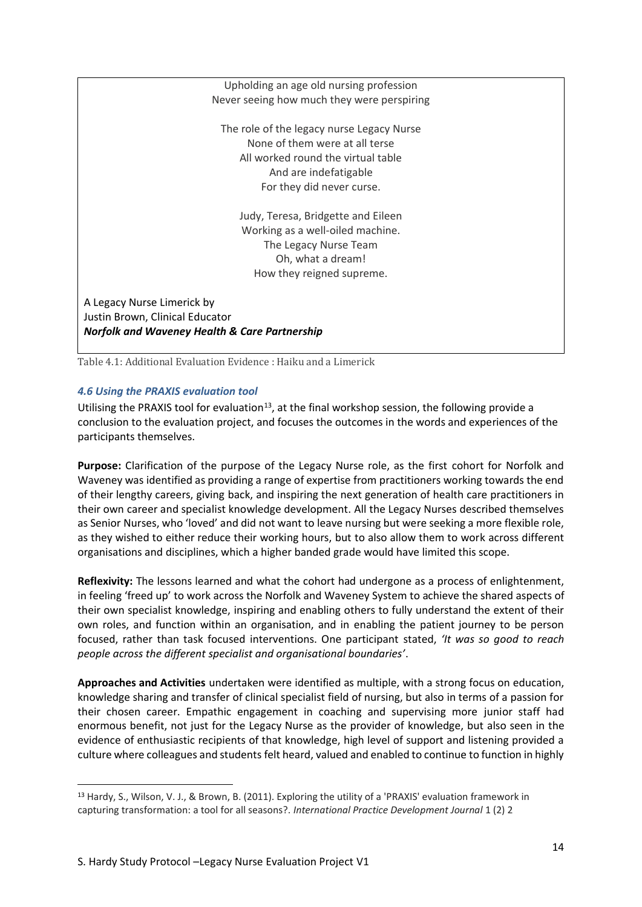Upholding an age old nursing profession
Never seeing how much they were perspiring

The role of the legacy nurse Legacy Nurse
None of them were at all terse
All worked round the virtual table
And are indefatigable
For they did never curse.

Judy, Teresa, Bridgette and Eileen
Working as a well-oiled machine.
The Legacy Nurse Team
Oh, what a dream!
How they reigned supreme.

A Legacy Nurse Limerick by
Justin Brown, Clinical Educator
***Norfolk and Waveney Health & Care Partnership***

Table 4.1: Additional Evaluation Evidence : Haiku and a Limerick

### *4.6 Using the PRAXIS evaluation tool*

Utilising the PRAXIS tool for evaluation[13], at the final workshop session, the following provide a conclusion to the evaluation project, and focuses the outcomes in the words and experiences of the participants themselves.

**Purpose:** Clarification of the purpose of the Legacy Nurse role, as the first cohort for Norfolk and Waveney was identified as providing a range of expertise from practitioners working towards the end of their lengthy careers, giving back, and inspiring the next generation of health care practitioners in their own career and specialist knowledge development. All the Legacy Nurses described themselves as Senior Nurses, who 'loved' and did not want to leave nursing but were seeking a more flexible role, as they wished to either reduce their working hours, but to also allow them to work across different organisations and disciplines, which a higher banded grade would have limited this scope.

**Reflexivity:** The lessons learned and what the cohort had undergone as a process of enlightenment, in feeling 'freed up' to work across the Norfolk and Waveney System to achieve the shared aspects of their own specialist knowledge, inspiring and enabling others to fully understand the extent of their own roles, and function within an organisation, and in enabling the patient journey to be person focused, rather than task focused interventions. One participant stated, *'It was so good to reach people across the different specialist and organisational boundaries'*.

**Approaches and Activities** undertaken were identified as multiple, with a strong focus on education, knowledge sharing and transfer of clinical specialist field of nursing, but also in terms of a passion for their chosen career. Empathic engagement in coaching and supervising more junior staff had enormous benefit, not just for the Legacy Nurse as the provider of knowledge, but also seen in the evidence of enthusiastic recipients of that knowledge, high level of support and listening provided a culture where colleagues and students felt heard, valued and enabled to continue to function in highly

[13] Hardy, S., Wilson, V. J., & Brown, B. (2011). Exploring the utility of a 'PRAXIS' evaluation framework in capturing transformation: a tool for all seasons?. *International Practice Development Journal* 1 (2) 2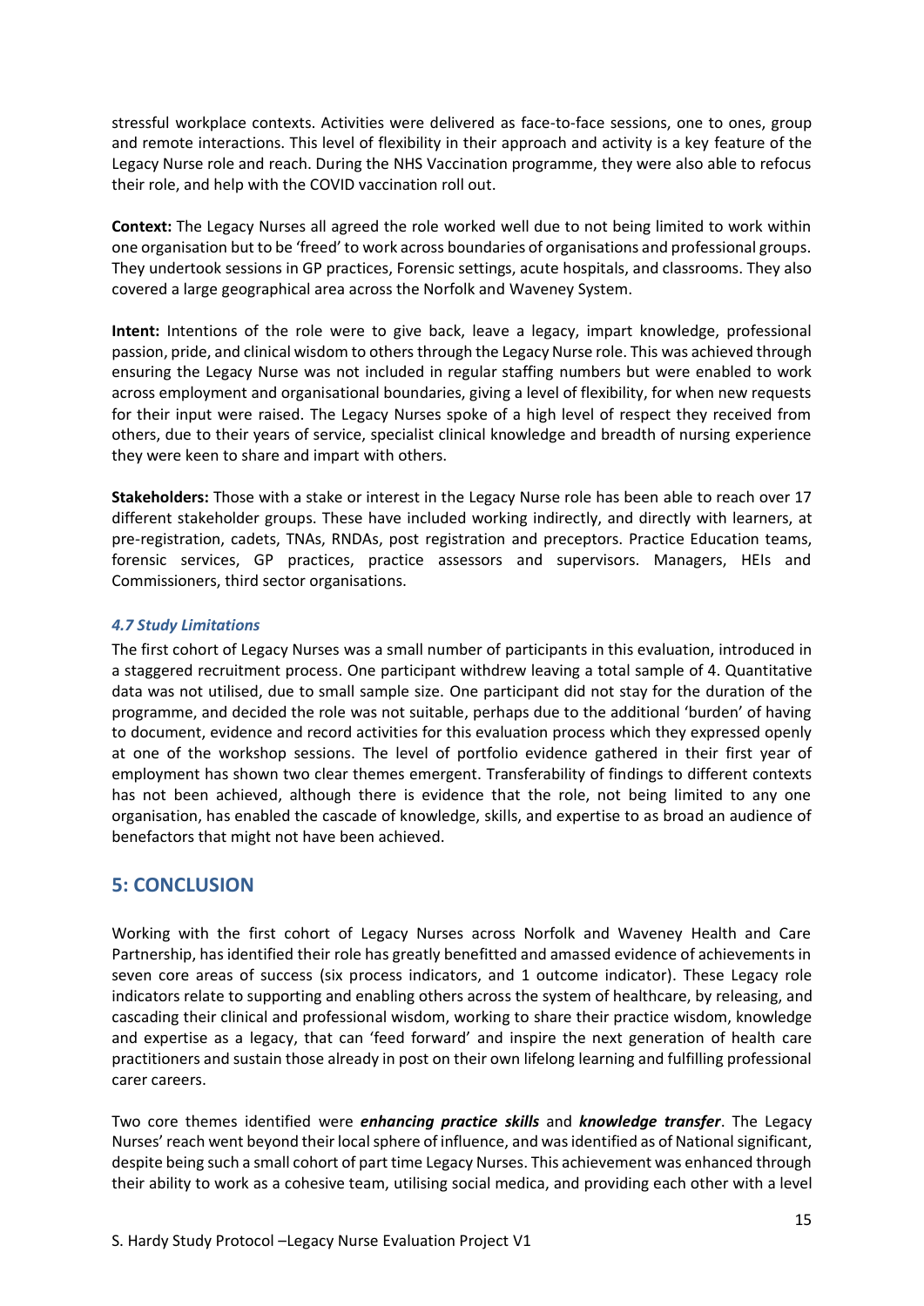stressful workplace contexts. Activities were delivered as face-to-face sessions, one to ones, group and remote interactions. This level of flexibility in their approach and activity is a key feature of the Legacy Nurse role and reach. During the NHS Vaccination programme, they were also able to refocus their role, and help with the COVID vaccination roll out.

**Context:** The Legacy Nurses all agreed the role worked well due to not being limited to work within one organisation but to be 'freed' to work across boundaries of organisations and professional groups. They undertook sessions in GP practices, Forensic settings, acute hospitals, and classrooms. They also covered a large geographical area across the Norfolk and Waveney System.

**Intent:** Intentions of the role were to give back, leave a legacy, impart knowledge, professional passion, pride, and clinical wisdom to others through the Legacy Nurse role. This was achieved through ensuring the Legacy Nurse was not included in regular staffing numbers but were enabled to work across employment and organisational boundaries, giving a level of flexibility, for when new requests for their input were raised. The Legacy Nurses spoke of a high level of respect they received from others, due to their years of service, specialist clinical knowledge and breadth of nursing experience they were keen to share and impart with others.

**Stakeholders:** Those with a stake or interest in the Legacy Nurse role has been able to reach over 17 different stakeholder groups. These have included working indirectly, and directly with learners, at pre-registration, cadets, TNAs, RNDAs, post registration and preceptors. Practice Education teams, forensic services, GP practices, practice assessors and supervisors. Managers, HEIs and Commissioners, third sector organisations.

### *4.7 Study Limitations*

The first cohort of Legacy Nurses was a small number of participants in this evaluation, introduced in a staggered recruitment process. One participant withdrew leaving a total sample of 4. Quantitative data was not utilised, due to small sample size. One participant did not stay for the duration of the programme, and decided the role was not suitable, perhaps due to the additional 'burden' of having to document, evidence and record activities for this evaluation process which they expressed openly at one of the workshop sessions. The level of portfolio evidence gathered in their first year of employment has shown two clear themes emergent. Transferability of findings to different contexts has not been achieved, although there is evidence that the role, not being limited to any one organisation, has enabled the cascade of knowledge, skills, and expertise to as broad an audience of benefactors that might not have been achieved.

## 5: CONCLUSION

Working with the first cohort of Legacy Nurses across Norfolk and Waveney Health and Care Partnership, has identified their role has greatly benefitted and amassed evidence of achievements in seven core areas of success (six process indicators, and 1 outcome indicator). These Legacy role indicators relate to supporting and enabling others across the system of healthcare, by releasing, and cascading their clinical and professional wisdom, working to share their practice wisdom, knowledge and expertise as a legacy, that can 'feed forward' and inspire the next generation of health care practitioners and sustain those already in post on their own lifelong learning and fulfilling professional carer careers.

Two core themes identified were ***enhancing practice skills*** and ***knowledge transfer***. The Legacy Nurses' reach went beyond their local sphere of influence, and was identified as of National significant, despite being such a small cohort of part time Legacy Nurses. This achievement was enhanced through their ability to work as a cohesive team, utilising social medica, and providing each other with a level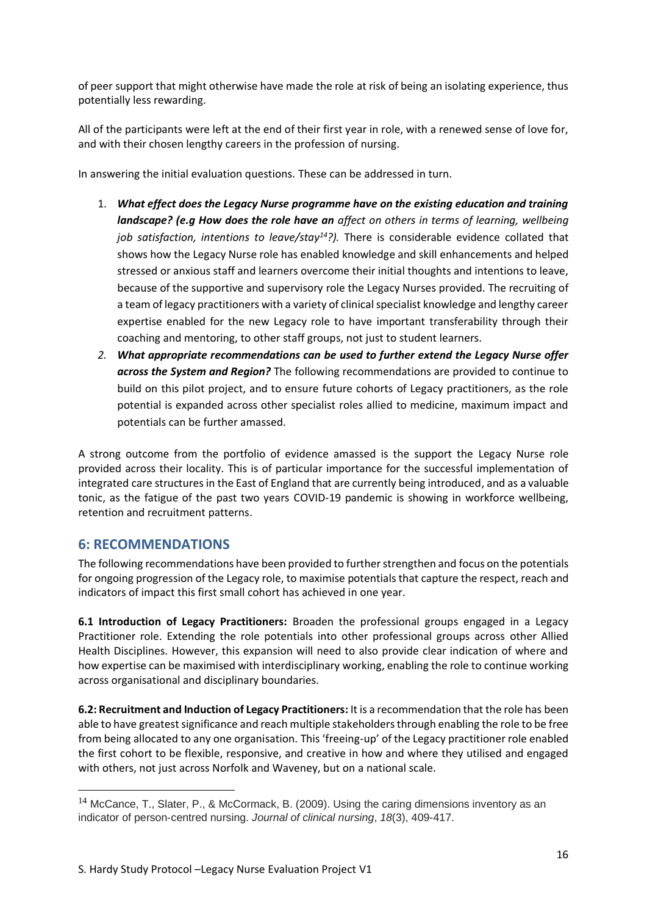of peer support that might otherwise have made the role at risk of being an isolating experience, thus potentially less rewarding.

All of the participants were left at the end of their first year in role, with a renewed sense of love for, and with their chosen lengthy careers in the profession of nursing.

In answering the initial evaluation questions. These can be addressed in turn.

1. ***What effect does the Legacy Nurse programme have on the existing education and training landscape? (e.g How does the role have an*** *affect on others in terms of learning, wellbeing job satisfaction, intentions to leave/stay[14]?).* There is considerable evidence collated that shows how the Legacy Nurse role has enabled knowledge and skill enhancements and helped stressed or anxious staff and learners overcome their initial thoughts and intentions to leave, because of the supportive and supervisory role the Legacy Nurses provided. The recruiting of a team of legacy practitioners with a variety of clinical specialist knowledge and lengthy career expertise enabled for the new Legacy role to have important transferability through their coaching and mentoring, to other staff groups, not just to student learners.
2. ***What appropriate recommendations can be used to further extend the Legacy Nurse offer across the System and Region?*** The following recommendations are provided to continue to build on this pilot project, and to ensure future cohorts of Legacy practitioners, as the role potential is expanded across other specialist roles allied to medicine, maximum impact and potentials can be further amassed.

A strong outcome from the portfolio of evidence amassed is the support the Legacy Nurse role provided across their locality. This is of particular importance for the successful implementation of integrated care structures in the East of England that are currently being introduced, and as a valuable tonic, as the fatigue of the past two years COVID-19 pandemic is showing in workforce wellbeing, retention and recruitment patterns.

## 6: RECOMMENDATIONS

The following recommendations have been provided to further strengthen and focus on the potentials for ongoing progression of the Legacy role, to maximise potentials that capture the respect, reach and indicators of impact this first small cohort has achieved in one year.

**6.1 Introduction of Legacy Practitioners:** Broaden the professional groups engaged in a Legacy Practitioner role. Extending the role potentials into other professional groups across other Allied Health Disciplines. However, this expansion will need to also provide clear indication of where and how expertise can be maximised with interdisciplinary working, enabling the role to continue working across organisational and disciplinary boundaries.

**6.2: Recruitment and Induction of Legacy Practitioners:** It is a recommendation that the role has been able to have greatest significance and reach multiple stakeholders through enabling the role to be free from being allocated to any one organisation. This 'freeing-up' of the Legacy practitioner role enabled the first cohort to be flexible, responsive, and creative in how and where they utilised and engaged with others, not just across Norfolk and Waveney, but on a national scale.

[14] McCance, T., Slater, P., & McCormack, B. (2009). Using the caring dimensions inventory as an indicator of person-centred nursing. *Journal of clinical nursing*, *18*(3), 409-417.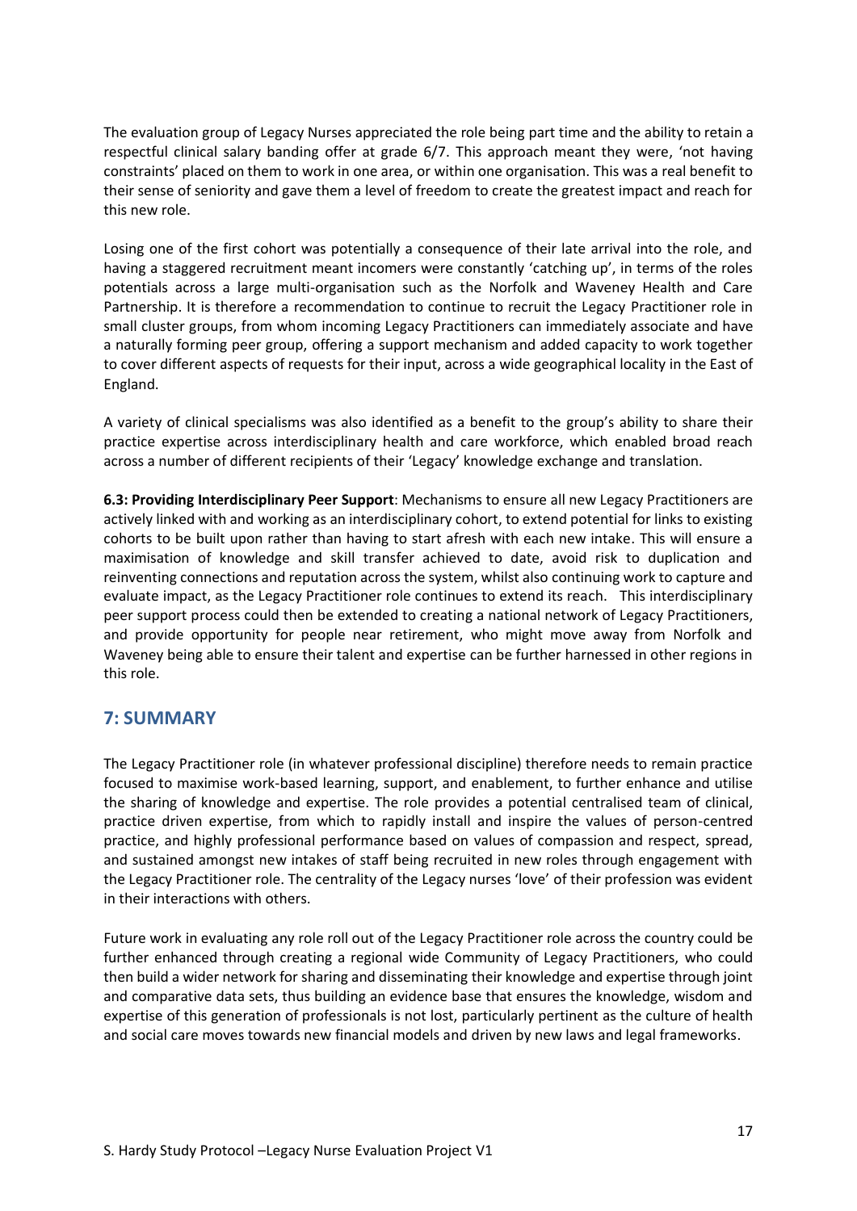The evaluation group of Legacy Nurses appreciated the role being part time and the ability to retain a respectful clinical salary banding offer at grade 6/7. This approach meant they were, 'not having constraints' placed on them to work in one area, or within one organisation. This was a real benefit to their sense of seniority and gave them a level of freedom to create the greatest impact and reach for this new role.

Losing one of the first cohort was potentially a consequence of their late arrival into the role, and having a staggered recruitment meant incomers were constantly 'catching up', in terms of the roles potentials across a large multi-organisation such as the Norfolk and Waveney Health and Care Partnership. It is therefore a recommendation to continue to recruit the Legacy Practitioner role in small cluster groups, from whom incoming Legacy Practitioners can immediately associate and have a naturally forming peer group, offering a support mechanism and added capacity to work together to cover different aspects of requests for their input, across a wide geographical locality in the East of England.

A variety of clinical specialisms was also identified as a benefit to the group's ability to share their practice expertise across interdisciplinary health and care workforce, which enabled broad reach across a number of different recipients of their 'Legacy' knowledge exchange and translation.

**6.3: Providing Interdisciplinary Peer Support**: Mechanisms to ensure all new Legacy Practitioners are actively linked with and working as an interdisciplinary cohort, to extend potential for links to existing cohorts to be built upon rather than having to start afresh with each new intake. This will ensure a maximisation of knowledge and skill transfer achieved to date, avoid risk to duplication and reinventing connections and reputation across the system, whilst also continuing work to capture and evaluate impact, as the Legacy Practitioner role continues to extend its reach. This interdisciplinary peer support process could then be extended to creating a national network of Legacy Practitioners, and provide opportunity for people near retirement, who might move away from Norfolk and Waveney being able to ensure their talent and expertise can be further harnessed in other regions in this role.

## 7: SUMMARY

The Legacy Practitioner role (in whatever professional discipline) therefore needs to remain practice focused to maximise work-based learning, support, and enablement, to further enhance and utilise the sharing of knowledge and expertise. The role provides a potential centralised team of clinical, practice driven expertise, from which to rapidly install and inspire the values of person-centred practice, and highly professional performance based on values of compassion and respect, spread, and sustained amongst new intakes of staff being recruited in new roles through engagement with the Legacy Practitioner role. The centrality of the Legacy nurses 'love' of their profession was evident in their interactions with others.

Future work in evaluating any role roll out of the Legacy Practitioner role across the country could be further enhanced through creating a regional wide Community of Legacy Practitioners, who could then build a wider network for sharing and disseminating their knowledge and expertise through joint and comparative data sets, thus building an evidence base that ensures the knowledge, wisdom and expertise of this generation of professionals is not lost, particularly pertinent as the culture of health and social care moves towards new financial models and driven by new laws and legal frameworks.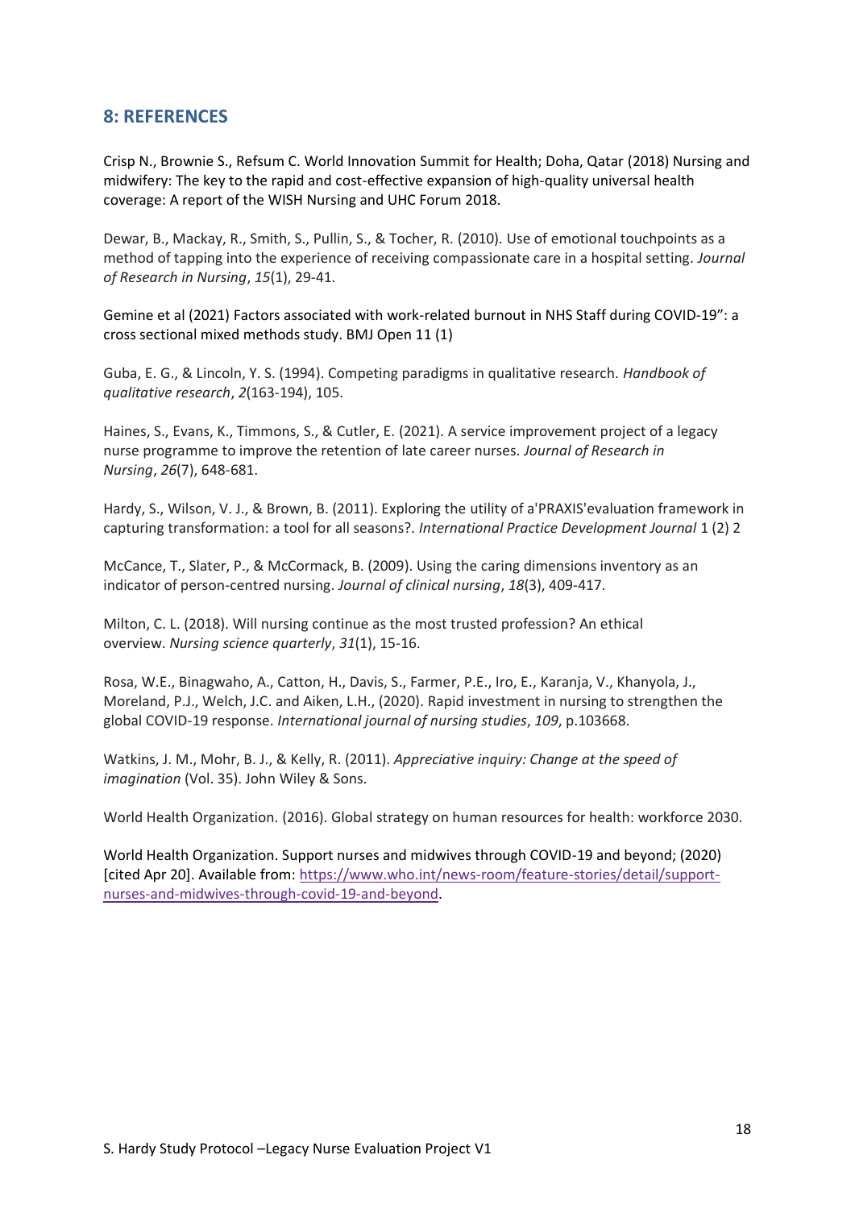## 8: REFERENCES

Crisp N., Brownie S., Refsum C. World Innovation Summit for Health; Doha, Qatar (2018) Nursing and midwifery: The key to the rapid and cost-effective expansion of high-quality universal health coverage: A report of the WISH Nursing and UHC Forum 2018.

Dewar, B., Mackay, R., Smith, S., Pullin, S., & Tocher, R. (2010). Use of emotional touchpoints as a method of tapping into the experience of receiving compassionate care in a hospital setting. *Journal of Research in Nursing*, *15*(1), 29-41.

Gemine et al (2021) Factors associated with work-related burnout in NHS Staff during COVID-19": a cross sectional mixed methods study. BMJ Open 11 (1)

Guba, E. G., & Lincoln, Y. S. (1994). Competing paradigms in qualitative research. *Handbook of qualitative research*, *2*(163-194), 105.

Haines, S., Evans, K., Timmons, S., & Cutler, E. (2021). A service improvement project of a legacy nurse programme to improve the retention of late career nurses. *Journal of Research in Nursing*, *26*(7), 648-681.

Hardy, S., Wilson, V. J., & Brown, B. (2011). Exploring the utility of a'PRAXIS'evaluation framework in capturing transformation: a tool for all seasons?. *International Practice Development Journal* 1 (2) 2

McCance, T., Slater, P., & McCormack, B. (2009). Using the caring dimensions inventory as an indicator of person-centred nursing. *Journal of clinical nursing*, *18*(3), 409-417.

Milton, C. L. (2018). Will nursing continue as the most trusted profession? An ethical overview. *Nursing science quarterly*, *31*(1), 15-16.

Rosa, W.E., Binagwaho, A., Catton, H., Davis, S., Farmer, P.E., Iro, E., Karanja, V., Khanyola, J., Moreland, P.J., Welch, J.C. and Aiken, L.H., (2020). Rapid investment in nursing to strengthen the global COVID-19 response. *International journal of nursing studies*, *109*, p.103668.

Watkins, J. M., Mohr, B. J., & Kelly, R. (2011). *Appreciative inquiry: Change at the speed of imagination* (Vol. 35). John Wiley & Sons.

World Health Organization. (2016). Global strategy on human resources for health: workforce 2030.

World Health Organization. Support nurses and midwives through COVID-19 and beyond; (2020) [cited Apr 20]. Available from: https://www.who.int/news-room/feature-stories/detail/support-nurses-and-midwives-through-covid-19-and-beyond.